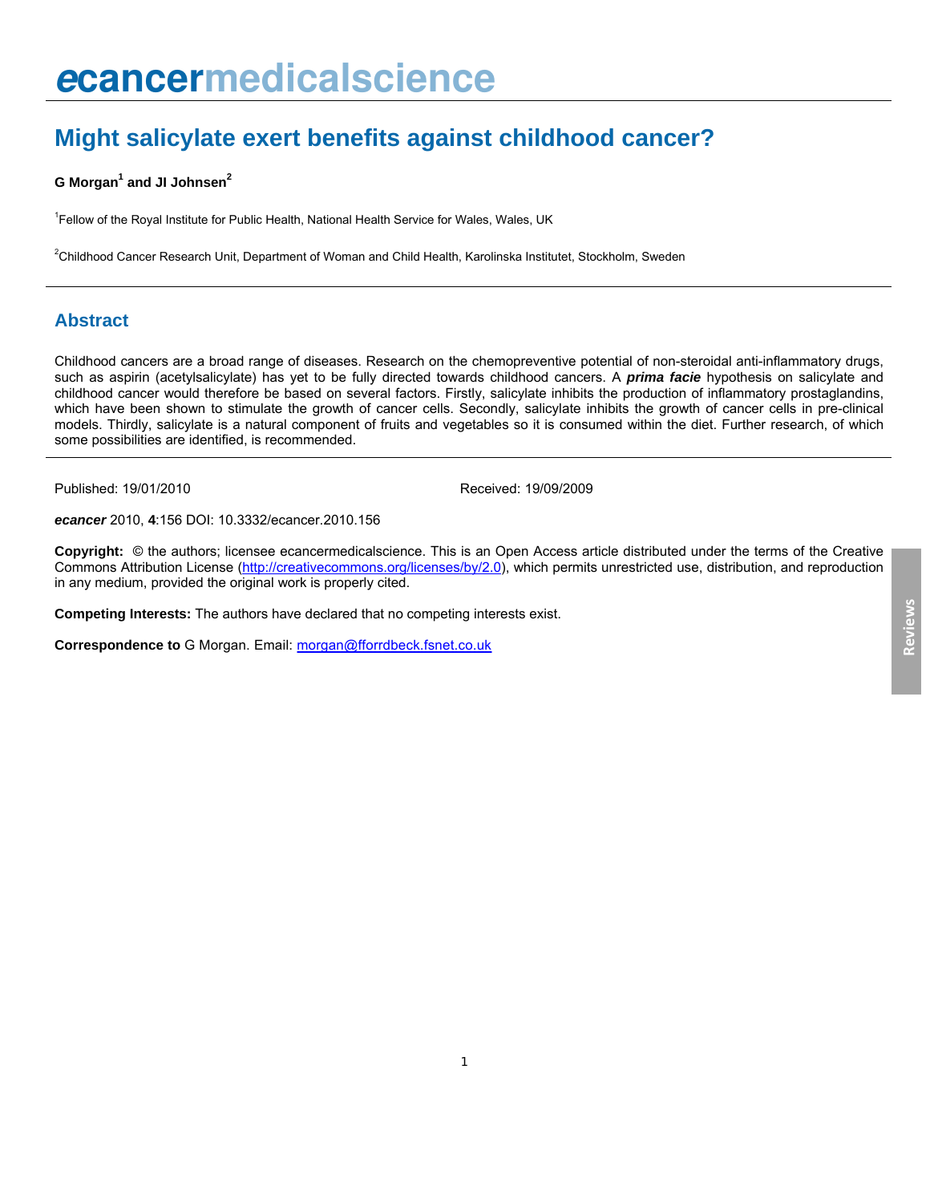ecancermedicalscience

# Might salicylate exert benefits against childhood cancer?

**G Morgan[1] and JI Johnsen[2]**

[1]Fellow of the Royal Institute for Public Health, National Health Service for Wales, Wales, UK

[2]Childhood Cancer Research Unit, Department of Woman and Child Health, Karolinska Institutet, Stockholm, Sweden

## Abstract

Childhood cancers are a broad range of diseases. Research on the chemopreventive potential of non-steroidal anti-inflammatory drugs, such as aspirin (acetylsalicylate) has yet to be fully directed towards childhood cancers. A ***prima facie*** hypothesis on salicylate and childhood cancer would therefore be based on several factors. Firstly, salicylate inhibits the production of inflammatory prostaglandins, which have been shown to stimulate the growth of cancer cells. Secondly, salicylate inhibits the growth of cancer cells in pre-clinical models. Thirdly, salicylate is a natural component of fruits and vegetables so it is consumed within the diet. Further research, of which some possibilities are identified, is recommended.

Published: 19/01/2010

Received: 19/09/2009

***ecancer*** 2010, **4**:156 DOI: 10.3332/ecancer.2010.156

**Copyright:** © the authors; licensee ecancermedicalscience. This is an Open Access article distributed under the terms of the Creative Commons Attribution License (http://creativecommons.org/licenses/by/2.0), which permits unrestricted use, distribution, and reproduction in any medium, provided the original work is properly cited.

**Competing Interests:** The authors have declared that no competing interests exist.

**Correspondence to** G Morgan. Email: morgan@fforrdbeck.fsnet.co.uk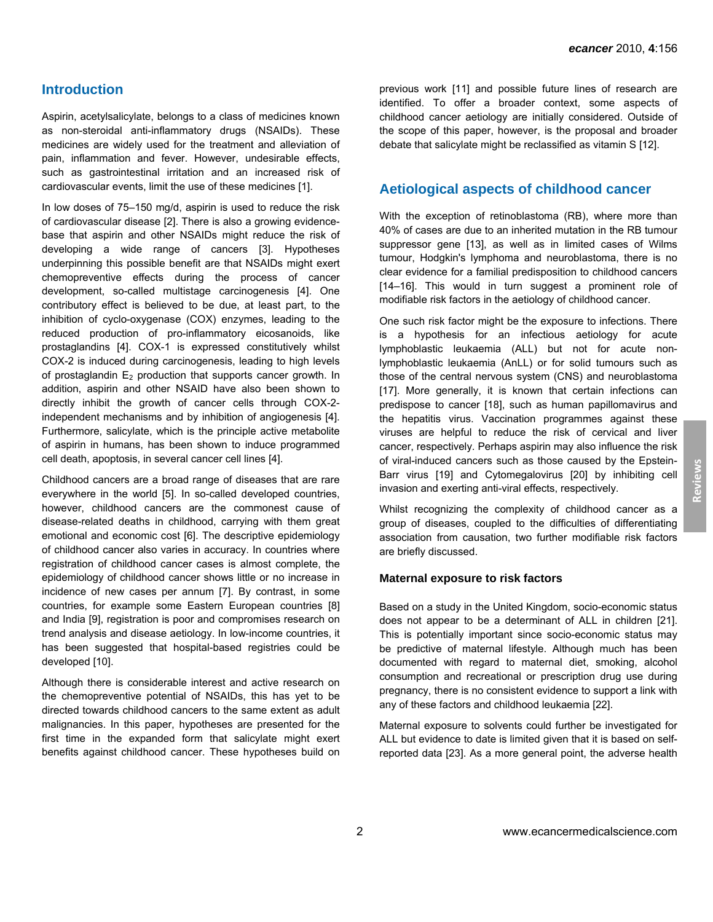## Introduction

Aspirin, acetylsalicylate, belongs to a class of medicines known as non-steroidal anti-inflammatory drugs (NSAIDs). These medicines are widely used for the treatment and alleviation of pain, inflammation and fever. However, undesirable effects, such as gastrointestinal irritation and an increased risk of cardiovascular events, limit the use of these medicines [1].

In low doses of 75–150 mg/d, aspirin is used to reduce the risk of cardiovascular disease [2]. There is also a growing evidence-base that aspirin and other NSAIDs might reduce the risk of developing a wide range of cancers [3]. Hypotheses underpinning this possible benefit are that NSAIDs might exert chemopreventive effects during the process of cancer development, so-called multistage carcinogenesis [4]. One contributory effect is believed to be due, at least part, to the inhibition of cyclo-oxygenase (COX) enzymes, leading to the reduced production of pro-inflammatory eicosanoids, like prostaglandins [4]. COX-1 is expressed constitutively whilst COX-2 is induced during carcinogenesis, leading to high levels of prostaglandin $E_2$ production that supports cancer growth. In addition, aspirin and other NSAID have also been shown to directly inhibit the growth of cancer cells through COX-2-independent mechanisms and by inhibition of angiogenesis [4]. Furthermore, salicylate, which is the principle active metabolite of aspirin in humans, has been shown to induce programmed cell death, apoptosis, in several cancer cell lines [4].

Childhood cancers are a broad range of diseases that are rare everywhere in the world [5]. In so-called developed countries, however, childhood cancers are the commonest cause of disease-related deaths in childhood, carrying with them great emotional and economic cost [6]. The descriptive epidemiology of childhood cancer also varies in accuracy. In countries where registration of childhood cancer cases is almost complete, the epidemiology of childhood cancer shows little or no increase in incidence of new cases per annum [7]. By contrast, in some countries, for example some Eastern European countries [8] and India [9], registration is poor and compromises research on trend analysis and disease aetiology. In low-income countries, it has been suggested that hospital-based registries could be developed [10].

Although there is considerable interest and active research on the chemopreventive potential of NSAIDs, this has yet to be directed towards childhood cancers to the same extent as adult malignancies. In this paper, hypotheses are presented for the first time in the expanded form that salicylate might exert benefits against childhood cancer. These hypotheses build on previous work [11] and possible future lines of research are identified. To offer a broader context, some aspects of childhood cancer aetiology are initially considered. Outside of the scope of this paper, however, is the proposal and broader debate that salicylate might be reclassified as vitamin S [12].

## Aetiological aspects of childhood cancer

With the exception of retinoblastoma (RB), where more than 40% of cases are due to an inherited mutation in the RB tumour suppressor gene [13], as well as in limited cases of Wilms tumour, Hodgkin's lymphoma and neuroblastoma, there is no clear evidence for a familial predisposition to childhood cancers [14–16]. This would in turn suggest a prominent role of modifiable risk factors in the aetiology of childhood cancer.

One such risk factor might be the exposure to infections. There is a hypothesis for an infectious aetiology for acute lymphoblastic leukaemia (ALL) but not for acute non-lymphoblastic leukaemia (AnLL) or for solid tumours such as those of the central nervous system (CNS) and neuroblastoma [17]. More generally, it is known that certain infections can predispose to cancer [18], such as human papillomavirus and the hepatitis virus. Vaccination programmes against these viruses are helpful to reduce the risk of cervical and liver cancer, respectively. Perhaps aspirin may also influence the risk of viral-induced cancers such as those caused by the Epstein-Barr virus [19] and Cytomegalovirus [20] by inhibiting cell invasion and exerting anti-viral effects, respectively.

Whilst recognizing the complexity of childhood cancer as a group of diseases, coupled to the difficulties of differentiating association from causation, two further modifiable risk factors are briefly discussed.

### Maternal exposure to risk factors

Based on a study in the United Kingdom, socio-economic status does not appear to be a determinant of ALL in children [21]. This is potentially important since socio-economic status may be predictive of maternal lifestyle. Although much has been documented with regard to maternal diet, smoking, alcohol consumption and recreational or prescription drug use during pregnancy, there is no consistent evidence to support a link with any of these factors and childhood leukaemia [22].

Maternal exposure to solvents could further be investigated for ALL but evidence to date is limited given that it is based on self-reported data [23]. As a more general point, the adverse health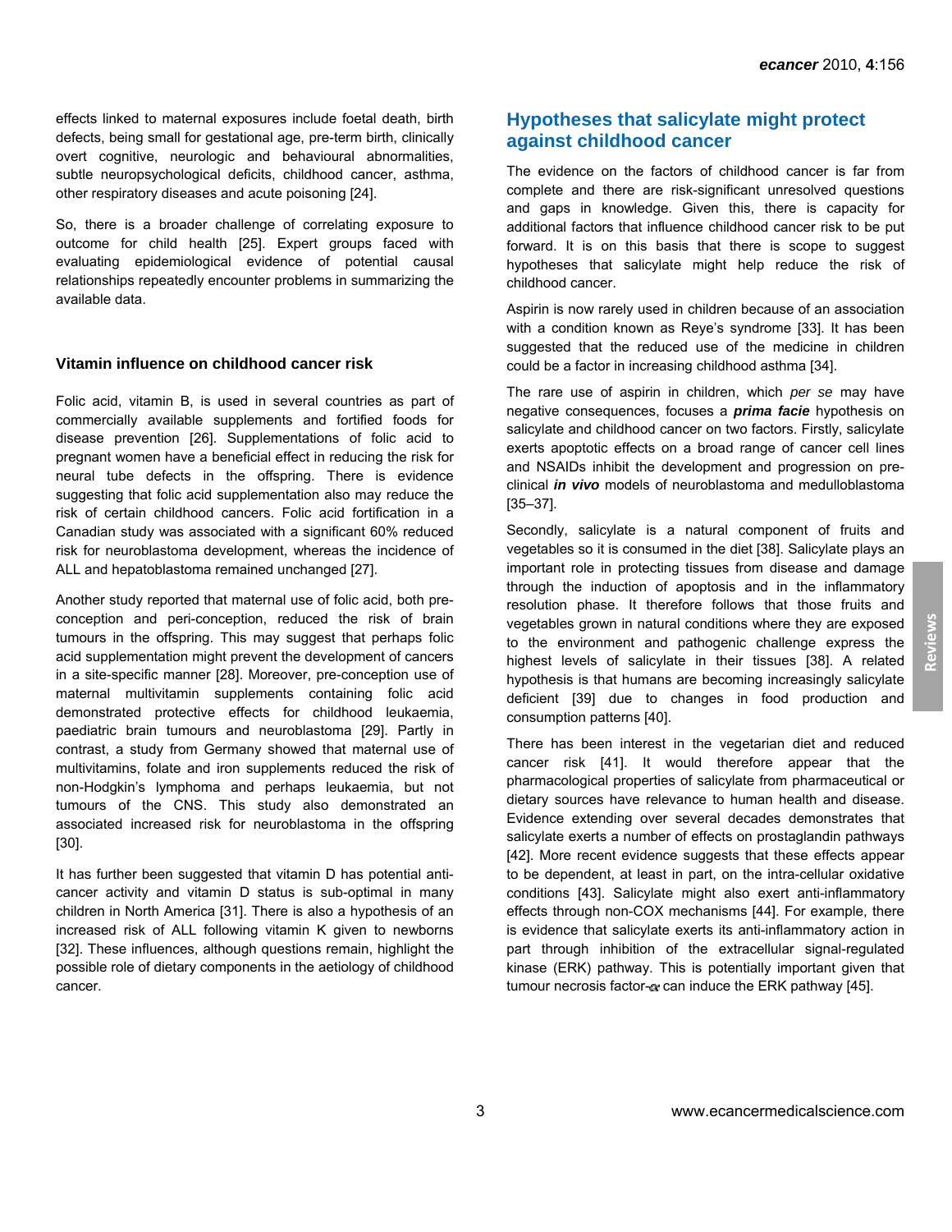effects linked to maternal exposures include foetal death, birth defects, being small for gestational age, pre-term birth, clinically overt cognitive, neurologic and behavioural abnormalities, subtle neuropsychological deficits, childhood cancer, asthma, other respiratory diseases and acute poisoning [24].

So, there is a broader challenge of correlating exposure to outcome for child health [25]. Expert groups faced with evaluating epidemiological evidence of potential causal relationships repeatedly encounter problems in summarizing the available data.

### Vitamin influence on childhood cancer risk

Folic acid, vitamin B, is used in several countries as part of commercially available supplements and fortified foods for disease prevention [26]. Supplementations of folic acid to pregnant women have a beneficial effect in reducing the risk for neural tube defects in the offspring. There is evidence suggesting that folic acid supplementation also may reduce the risk of certain childhood cancers. Folic acid fortification in a Canadian study was associated with a significant 60% reduced risk for neuroblastoma development, whereas the incidence of ALL and hepatoblastoma remained unchanged [27].

Another study reported that maternal use of folic acid, both pre-conception and peri-conception, reduced the risk of brain tumours in the offspring. This may suggest that perhaps folic acid supplementation might prevent the development of cancers in a site-specific manner [28]. Moreover, pre-conception use of maternal multivitamin supplements containing folic acid demonstrated protective effects for childhood leukaemia, paediatric brain tumours and neuroblastoma [29]. Partly in contrast, a study from Germany showed that maternal use of multivitamins, folate and iron supplements reduced the risk of non-Hodgkin's lymphoma and perhaps leukaemia, but not tumours of the CNS. This study also demonstrated an associated increased risk for neuroblastoma in the offspring [30].

It has further been suggested that vitamin D has potential anti-cancer activity and vitamin D status is sub-optimal in many children in North America [31]. There is also a hypothesis of an increased risk of ALL following vitamin K given to newborns [32]. These influences, although questions remain, highlight the possible role of dietary components in the aetiology of childhood cancer.

## Hypotheses that salicylate might protect against childhood cancer

The evidence on the factors of childhood cancer is far from complete and there are risk-significant unresolved questions and gaps in knowledge. Given this, there is capacity for additional factors that influence childhood cancer risk to be put forward. It is on this basis that there is scope to suggest hypotheses that salicylate might help reduce the risk of childhood cancer.

Aspirin is now rarely used in children because of an association with a condition known as Reye's syndrome [33]. It has been suggested that the reduced use of the medicine in children could be a factor in increasing childhood asthma [34].

The rare use of aspirin in children, which *per se* may have negative consequences, focuses a ***prima facie*** hypothesis on salicylate and childhood cancer on two factors. Firstly, salicylate exerts apoptotic effects on a broad range of cancer cell lines and NSAIDs inhibit the development and progression on pre-clinical ***in vivo*** models of neuroblastoma and medulloblastoma [35–37].

Secondly, salicylate is a natural component of fruits and vegetables so it is consumed in the diet [38]. Salicylate plays an important role in protecting tissues from disease and damage through the induction of apoptosis and in the inflammatory resolution phase. It therefore follows that those fruits and vegetables grown in natural conditions where they are exposed to the environment and pathogenic challenge express the highest levels of salicylate in their tissues [38]. A related hypothesis is that humans are becoming increasingly salicylate deficient [39] due to changes in food production and consumption patterns [40].

There has been interest in the vegetarian diet and reduced cancer risk [41]. It would therefore appear that the pharmacological properties of salicylate from pharmaceutical or dietary sources have relevance to human health and disease. Evidence extending over several decades demonstrates that salicylate exerts a number of effects on prostaglandin pathways [42]. More recent evidence suggests that these effects appear to be dependent, at least in part, on the intra-cellular oxidative conditions [43]. Salicylate might also exert anti-inflammatory effects through non-COX mechanisms [44]. For example, there is evidence that salicylate exerts its anti-inflammatory action in part through inhibition of the extracellular signal-regulated kinase (ERK) pathway. This is potentially important given that tumour necrosis factor-$\alpha$ can induce the ERK pathway [45].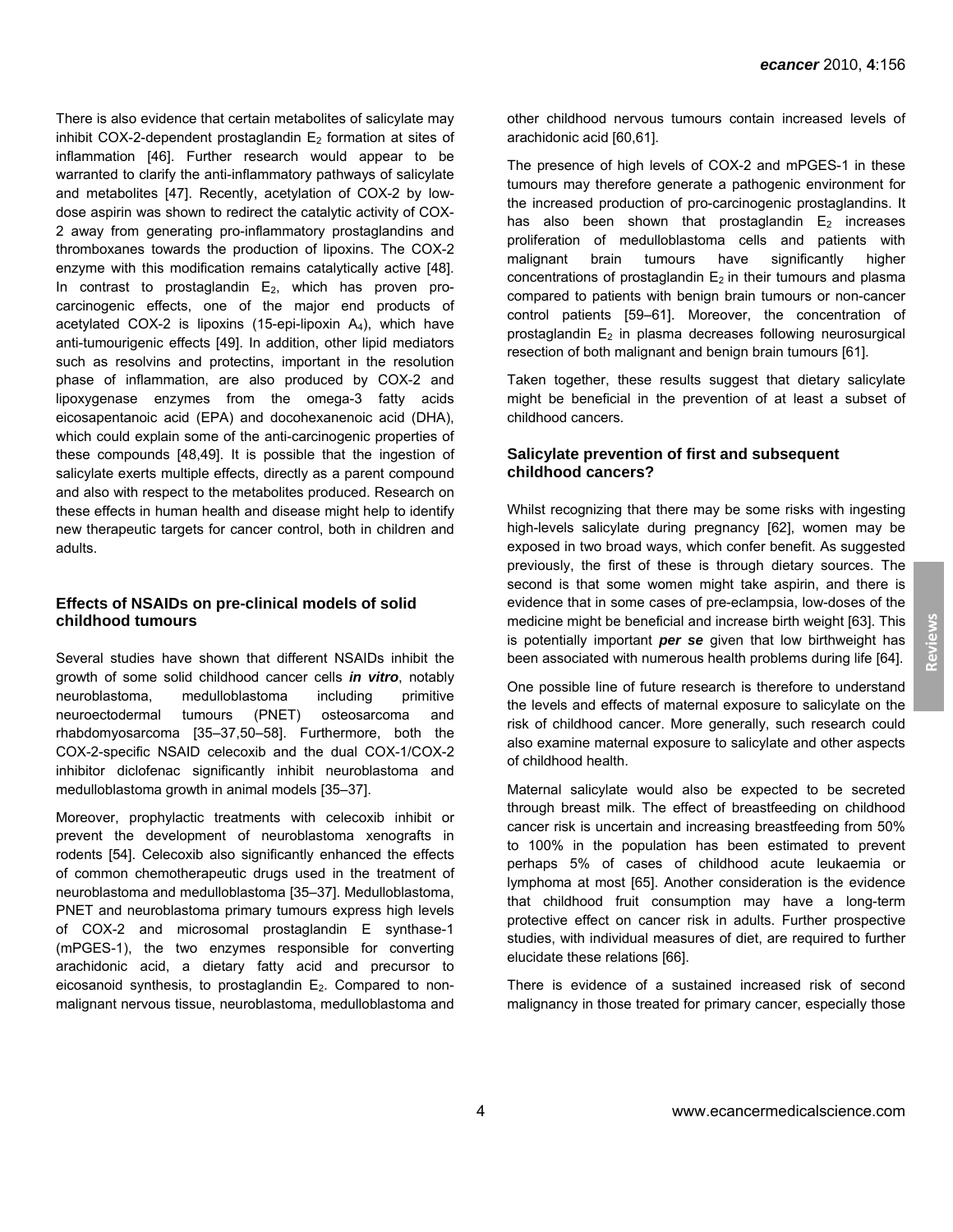There is also evidence that certain metabolites of salicylate may inhibit COX-2-dependent prostaglandin $E_2$ formation at sites of inflammation [46]. Further research would appear to be warranted to clarify the anti-inflammatory pathways of salicylate and metabolites [47]. Recently, acetylation of COX-2 by low-dose aspirin was shown to redirect the catalytic activity of COX-2 away from generating pro-inflammatory prostaglandins and thromboxanes towards the production of lipoxins. The COX-2 enzyme with this modification remains catalytically active [48]. In contrast to prostaglandin $E_2$, which has proven pro-carcinogenic effects, one of the major end products of acetylated COX-2 is lipoxins (15-epi-lipoxin $A_4$), which have anti-tumourigenic effects [49]. In addition, other lipid mediators such as resolvins and protectins, important in the resolution phase of inflammation, are also produced by COX-2 and lipoxygenase enzymes from the omega-3 fatty acids eicosapentanoic acid (EPA) and docohexanenoic acid (DHA), which could explain some of the anti-carcinogenic properties of these compounds [48,49]. It is possible that the ingestion of salicylate exerts multiple effects, directly as a parent compound and also with respect to the metabolites produced. Research on these effects in human health and disease might help to identify new therapeutic targets for cancer control, both in children and adults.

### Effects of NSAIDs on pre-clinical models of solid childhood tumours

Several studies have shown that different NSAIDs inhibit the growth of some solid childhood cancer cells ***in vitro***, notably neuroblastoma, medulloblastoma including primitive neuroectodermal tumours (PNET) osteosarcoma and rhabdomyosarcoma [35–37,50–58]. Furthermore, both the COX-2-specific NSAID celecoxib and the dual COX-1/COX-2 inhibitor diclofenac significantly inhibit neuroblastoma and medulloblastoma growth in animal models [35–37].

Moreover, prophylactic treatments with celecoxib inhibit or prevent the development of neuroblastoma xenografts in rodents [54]. Celecoxib also significantly enhanced the effects of common chemotherapeutic drugs used in the treatment of neuroblastoma and medulloblastoma [35–37]. Medulloblastoma, PNET and neuroblastoma primary tumours express high levels of COX-2 and microsomal prostaglandin E synthase-1 (mPGES-1), the two enzymes responsible for converting arachidonic acid, a dietary fatty acid and precursor to eicosanoid synthesis, to prostaglandin $E_2$. Compared to non-malignant nervous tissue, neuroblastoma, medulloblastoma and other childhood nervous tumours contain increased levels of arachidonic acid [60,61].

The presence of high levels of COX-2 and mPGES-1 in these tumours may therefore generate a pathogenic environment for the increased production of pro-carcinogenic prostaglandins. It has also been shown that prostaglandin $E_2$ increases proliferation of medulloblastoma cells and patients with malignant brain tumours have significantly higher concentrations of prostaglandin $E_2$ in their tumours and plasma compared to patients with benign brain tumours or non-cancer control patients [59–61]. Moreover, the concentration of prostaglandin $E_2$ in plasma decreases following neurosurgical resection of both malignant and benign brain tumours [61].

Taken together, these results suggest that dietary salicylate might be beneficial in the prevention of at least a subset of childhood cancers.

### Salicylate prevention of first and subsequent childhood cancers?

Whilst recognizing that there may be some risks with ingesting high-levels salicylate during pregnancy [62], women may be exposed in two broad ways, which confer benefit. As suggested previously, the first of these is through dietary sources. The second is that some women might take aspirin, and there is evidence that in some cases of pre-eclampsia, low-doses of the medicine might be beneficial and increase birth weight [63]. This is potentially important ***per se*** given that low birthweight has been associated with numerous health problems during life [64].

One possible line of future research is therefore to understand the levels and effects of maternal exposure to salicylate on the risk of childhood cancer. More generally, such research could also examine maternal exposure to salicylate and other aspects of childhood health.

Maternal salicylate would also be expected to be secreted through breast milk. The effect of breastfeeding on childhood cancer risk is uncertain and increasing breastfeeding from 50% to 100% in the population has been estimated to prevent perhaps 5% of cases of childhood acute leukaemia or lymphoma at most [65]. Another consideration is the evidence that childhood fruit consumption may have a long-term protective effect on cancer risk in adults. Further prospective studies, with individual measures of diet, are required to further elucidate these relations [66].

There is evidence of a sustained increased risk of second malignancy in those treated for primary cancer, especially those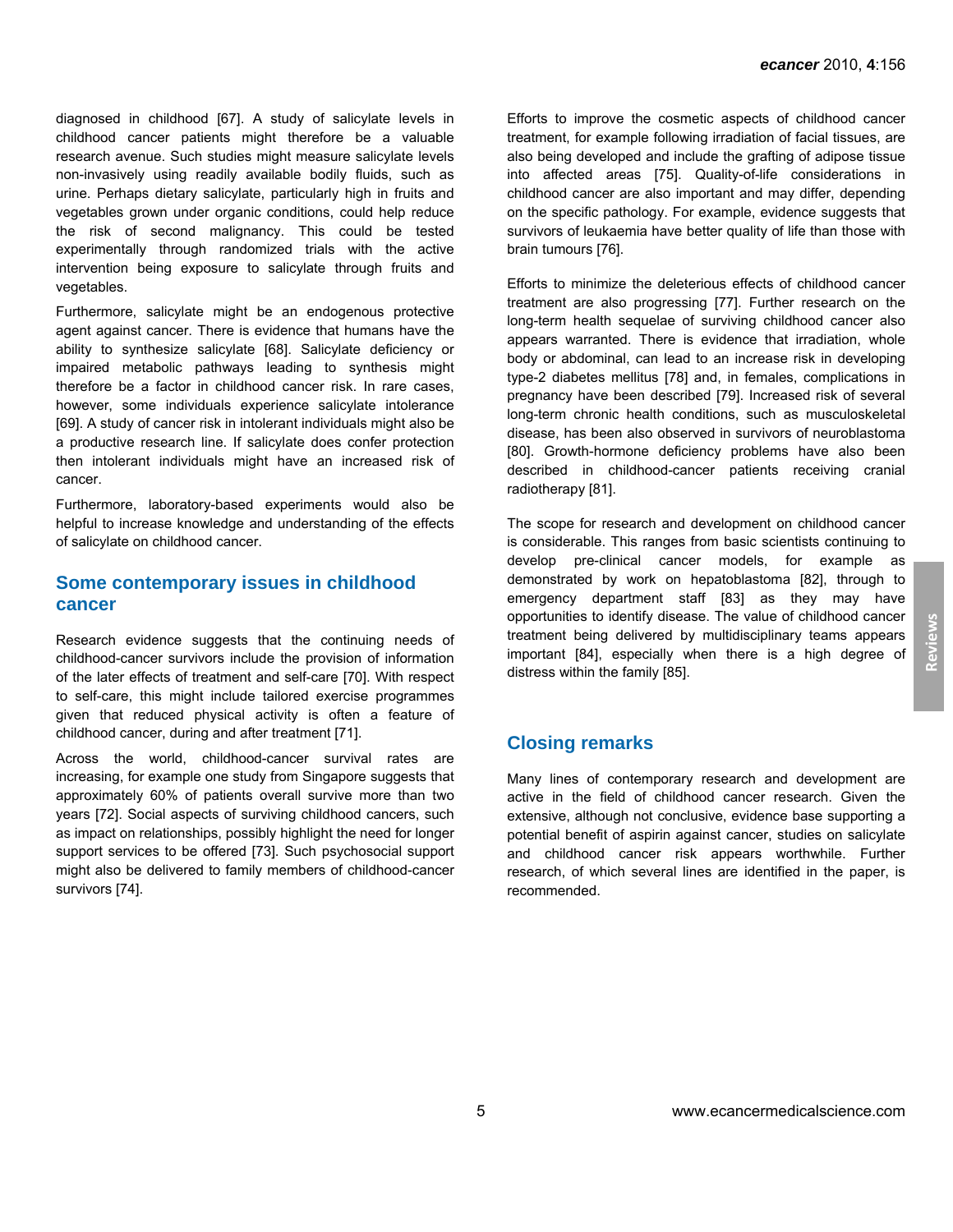diagnosed in childhood [67]. A study of salicylate levels in childhood cancer patients might therefore be a valuable research avenue. Such studies might measure salicylate levels non-invasively using readily available bodily fluids, such as urine. Perhaps dietary salicylate, particularly high in fruits and vegetables grown under organic conditions, could help reduce the risk of second malignancy. This could be tested experimentally through randomized trials with the active intervention being exposure to salicylate through fruits and vegetables.

Furthermore, salicylate might be an endogenous protective agent against cancer. There is evidence that humans have the ability to synthesize salicylate [68]. Salicylate deficiency or impaired metabolic pathways leading to synthesis might therefore be a factor in childhood cancer risk. In rare cases, however, some individuals experience salicylate intolerance [69]. A study of cancer risk in intolerant individuals might also be a productive research line. If salicylate does confer protection then intolerant individuals might have an increased risk of cancer.

Furthermore, laboratory-based experiments would also be helpful to increase knowledge and understanding of the effects of salicylate on childhood cancer.

## Some contemporary issues in childhood cancer

Research evidence suggests that the continuing needs of childhood-cancer survivors include the provision of information of the later effects of treatment and self-care [70]. With respect to self-care, this might include tailored exercise programmes given that reduced physical activity is often a feature of childhood cancer, during and after treatment [71].

Across the world, childhood-cancer survival rates are increasing, for example one study from Singapore suggests that approximately 60% of patients overall survive more than two years [72]. Social aspects of surviving childhood cancers, such as impact on relationships, possibly highlight the need for longer support services to be offered [73]. Such psychosocial support might also be delivered to family members of childhood-cancer survivors [74].

Efforts to improve the cosmetic aspects of childhood cancer treatment, for example following irradiation of facial tissues, are also being developed and include the grafting of adipose tissue into affected areas [75]. Quality-of-life considerations in childhood cancer are also important and may differ, depending on the specific pathology. For example, evidence suggests that survivors of leukaemia have better quality of life than those with brain tumours [76].

Efforts to minimize the deleterious effects of childhood cancer treatment are also progressing [77]. Further research on the long-term health sequelae of surviving childhood cancer also appears warranted. There is evidence that irradiation, whole body or abdominal, can lead to an increase risk in developing type-2 diabetes mellitus [78] and, in females, complications in pregnancy have been described [79]. Increased risk of several long-term chronic health conditions, such as musculoskeletal disease, has been also observed in survivors of neuroblastoma [80]. Growth-hormone deficiency problems have also been described in childhood-cancer patients receiving cranial radiotherapy [81].

The scope for research and development on childhood cancer is considerable. This ranges from basic scientists continuing to develop pre-clinical cancer models, for example as demonstrated by work on hepatoblastoma [82], through to emergency department staff [83] as they may have opportunities to identify disease. The value of childhood cancer treatment being delivered by multidisciplinary teams appears important [84], especially when there is a high degree of distress within the family [85].

## Closing remarks

Many lines of contemporary research and development are active in the field of childhood cancer research. Given the extensive, although not conclusive, evidence base supporting a potential benefit of aspirin against cancer, studies on salicylate and childhood cancer risk appears worthwhile. Further research, of which several lines are identified in the paper, is recommended.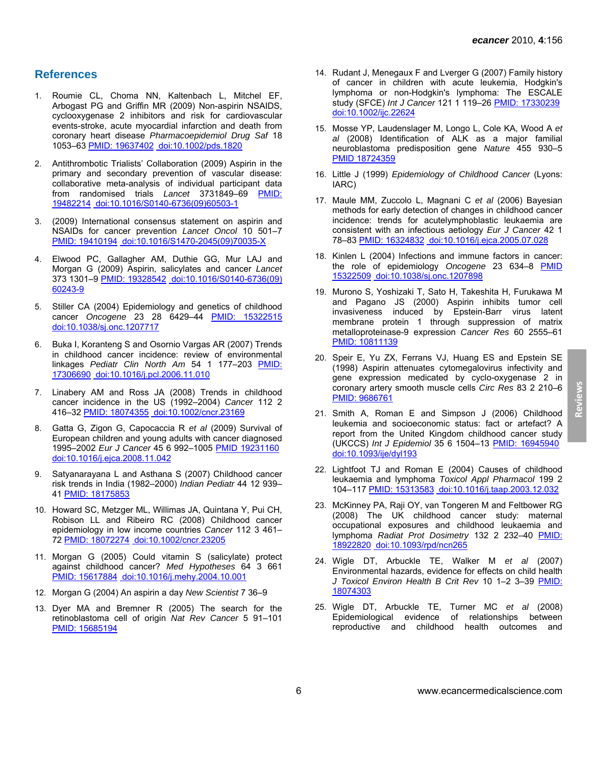## References

1. Roumie CL, Choma NN, Kaltenbach L, Mitchel EF, Arbogast PG and Griffin MR (2009) Non-aspirin NSAIDS, cyclooxygenase 2 inhibitors and risk for cardiovascular events-stroke, acute myocardial infarction and death from coronary heart disease *Pharmacoepidemiol Drug Saf* 18 1053–63 PMID: 19637402 doi:10.1002/pds.1820

2. Antithrombotic Trialists' Collaboration (2009) Aspirin in the primary and secondary prevention of vascular disease: collaborative meta-analysis of individual participant data from randomised trials *Lancet* 3731849–69 PMID: 19482214 doi:10.1016/S0140-6736(09)60503-1

3. (2009) International consensus statement on aspirin and NSAIDs for cancer prevention *Lancet Oncol* 10 501–7 PMID: 19410194 doi:10.1016/S1470-2045(09)70035-X

4. Elwood PC, Gallagher AM, Duthie GG, Mur LAJ and Morgan G (2009) Aspirin, salicylates and cancer *Lancet* 373 1301–9 PMID: 19328542 doi:10.1016/S0140-6736(09)60243-9

5. Stiller CA (2004) Epidemiology and genetics of childhood cancer *Oncogene* 23 28 6429–44 PMID: 15322515 doi:10.1038/sj.onc.1207717

6. Buka I, Koranteng S and Osornio Vargas AR (2007) Trends in childhood cancer incidence: review of environmental linkages *Pediatr Clin North Am* 54 1 177–203 PMID: 17306690 doi:10.1016/j.pcl.2006.11.010

7. Linabery AM and Ross JA (2008) Trends in childhood cancer incidence in the US (1992–2004) *Cancer* 112 2 416–32 PMID: 18074355 doi:10.1002/cncr.23169

8. Gatta G, Zigon G, Capocaccia R *et al* (2009) Survival of European children and young adults with cancer diagnosed 1995–2002 *Eur J Cancer* 45 6 992–1005 PMID 19231160 doi:10.1016/j.ejca.2008.11.042

9. Satyanarayana L and Asthana S (2007) Childhood cancer risk trends in India (1982–2000) *Indian Pediatr* 44 12 939–41 PMID: 18175853

10. Howard SC, Metzger ML, Willimas JA, Quintana Y, Pui CH, Robison LL and Ribeiro RC (2008) Childhood cancer epidemiology in low income countries *Cancer* 112 3 461–72 PMID: 18072274 doi:10.1002/cncr.23205

11. Morgan G (2005) Could vitamin S (salicylate) protect against childhood cancer? *Med Hypotheses* 64 3 661 PMID: 15617884 doi:10.1016/j.mehy.2004.10.001

12. Morgan G (2004) An aspirin a day *New Scientist* 7 36–9

13. Dyer MA and Bremner R (2005) The search for the retinoblastoma cell of origin *Nat Rev Cancer* 5 91–101 PMID: 15685194

14. Rudant J, Menegaux F and Lverger G (2007) Family history of cancer in children with acute leukemia, Hodgkin's lymphoma or non-Hodgkin's lymphoma: The ESCALE study (SFCE) *Int J Cancer* 121 1 119–26 PMID: 17330239 doi:10.1002/ijc.22624

15. Mosse YP, Laudenslager M, Longo L, Cole KA, Wood A *et al* (2008) Identification of ALK as a major familial neuroblastoma predisposition gene *Nature* 455 930–5 PMID 18724359

16. Little J (1999) *Epidemiology of Childhood Cancer* (Lyons: IARC)

17. Maule MM, Zuccolo L, Magnani C *et al* (2006) Bayesian methods for early detection of changes in childhood cancer incidence: trends for acutelymphoblastic leukaemia are consistent with an infectious aetiology *Eur J Cancer* 42 1 78–83 PMID: 16324832 doi:10.1016/j.ejca.2005.07.028

18. Kinlen L (2004) Infections and immune factors in cancer: the role of epidemiology *Oncogene* 23 634–8 PMID 15322509 doi:10.1038/sj.onc.1207898

19. Murono S, Yoshizaki T, Sato H, Takeshita H, Furukawa M and Pagano JS (2000) Aspirin inhibits tumor cell invasiveness induced by Epstein-Barr virus latent membrane protein 1 through suppression of matrix metalloproteinase-9 expression *Cancer Res* 60 2555–61 PMID: 10811139

20. Speir E, Yu ZX, Ferrans VJ, Huang ES and Epstein SE (1998) Aspirin attenuates cytomegalovirus infectivity and gene expression medicated by cyclo-oxygenase 2 in coronary artery smooth muscle cells *Circ Res* 83 2 210–6 PMID: 9686761

21. Smith A, Roman E and Simpson J (2006) Childhood leukemia and socioeconomic status: fact or artefact? A report from the United Kingdom childhood cancer study (UKCCS) *Int J Epidemiol* 35 6 1504–13 PMID: 16945940 doi:10.1093/ije/dyl193

22. Lightfoot TJ and Roman E (2004) Causes of childhood leukaemia and lymphoma *Toxicol Appl Pharmacol* 199 2 104–117 PMID: 15313583 doi:10.1016/j.taap.2003.12.032

23. McKinney PA, Raji OY, van Tongeren M and Feltbower RG (2008) The UK childhood cancer study: maternal occupational exposures and childhood leukaemia and lymphoma *Radiat Prot Dosimetry* 132 2 232–40 PMID: 18922820 doi:10.1093/rpd/ncn265

24. Wigle DT, Arbuckle TE, Walker M *et al* (2007) Environmental hazards, evidence for effects on child health *J Toxicol Environ Health B Crit Rev* 10 1–2 3–39 PMID: 18074303

25. Wigle DT, Arbuckle TE, Turner MC *et al* (2008) Epidemiological evidence of relationships between reproductive and childhood health outcomes and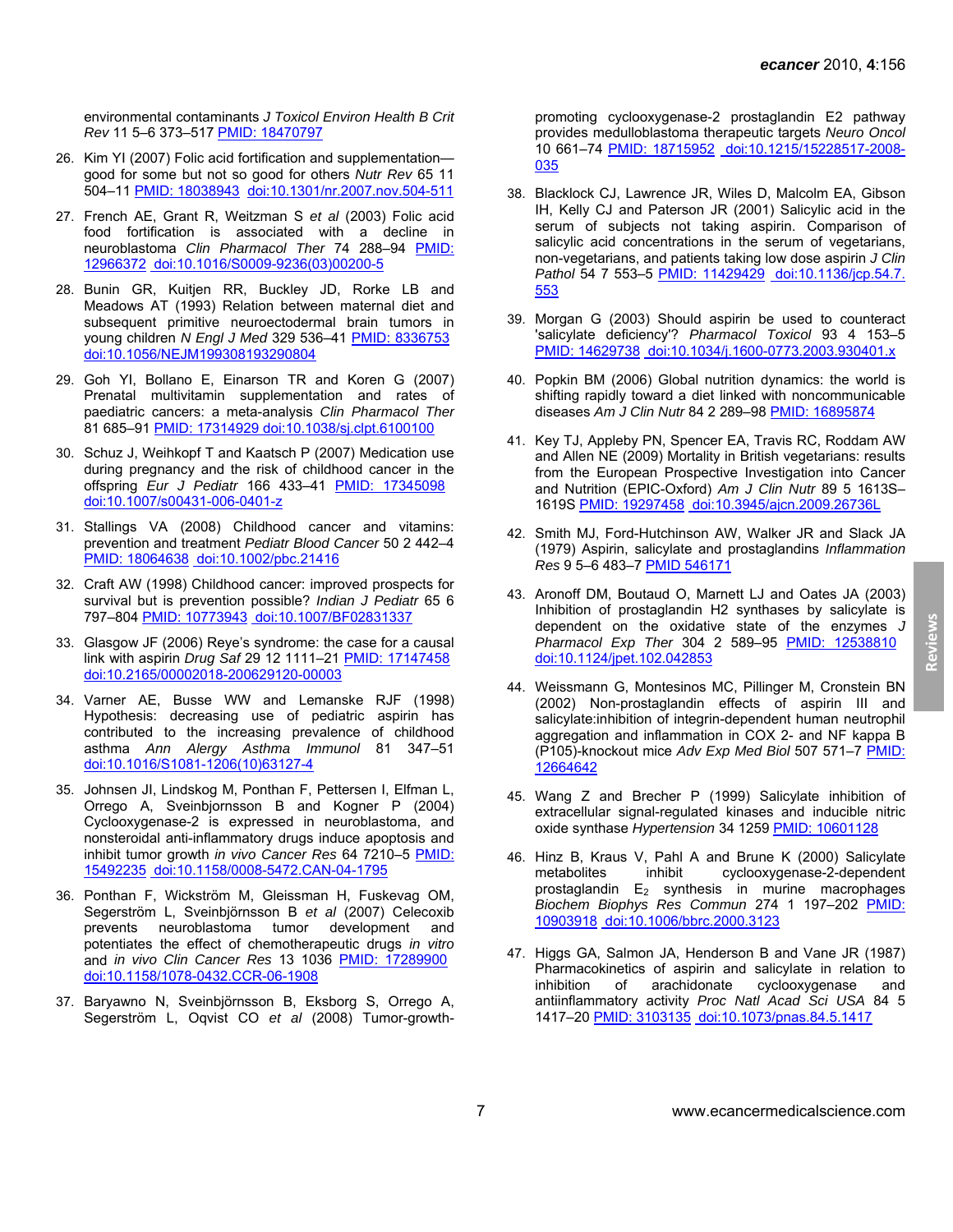environmental contaminants *J Toxicol Environ Health B Crit Rev* 11 5–6 373–517 PMID: 18470797

26. Kim YI (2007) Folic acid fortification and supplementation—good for some but not so good for others *Nutr Rev* 65 11 504–11 PMID: 18038943 doi:10.1301/nr.2007.nov.504-511

27. French AE, Grant R, Weitzman S *et al* (2003) Folic acid food fortification is associated with a decline in neuroblastoma *Clin Pharmacol Ther* 74 288–94 PMID: 12966372 doi:10.1016/S0009-9236(03)00200-5

28. Bunin GR, Kuijten RR, Buckley JD, Rorke LB and Meadows AT (1993) Relation between maternal diet and subsequent primitive neuroectodermal brain tumors in young children *N Engl J Med* 329 536–41 PMID: 8336753 doi:10.1056/NEJM199308193290804

29. Goh YI, Bollano E, Einarson TR and Koren G (2007) Prenatal multivitamin supplementation and rates of paediatric cancers: a meta-analysis *Clin Pharmacol Ther* 81 685–91 PMID: 17314929 doi:10.1038/sj.clpt.6100100

30. Schuz J, Weihkopf T and Kaatsch P (2007) Medication use during pregnancy and the risk of childhood cancer in the offspring *Eur J Pediatr* 166 433–41 PMID: 17345098 doi:10.1007/s00431-006-0401-z

31. Stallings VA (2008) Childhood cancer and vitamins: prevention and treatment *Pediatr Blood Cancer* 50 2 442–4 PMID: 18064638 doi:10.1002/pbc.21416

32. Craft AW (1998) Childhood cancer: improved prospects for survival but is prevention possible? *Indian J Pediatr* 65 6 797–804 PMID: 10773943 doi:10.1007/BF02831337

33. Glasgow JF (2006) Reye's syndrome: the case for a causal link with aspirin *Drug Saf* 29 12 1111–21 PMID: 17147458 doi:10.2165/00002018-200629120-00003

34. Varner AE, Busse WW and Lemanske RJF (1998) Hypothesis: decreasing use of pediatric aspirin has contributed to the increasing prevalence of childhood asthma *Ann Alergy Asthma Immunol* 81 347–51 doi:10.1016/S1081-1206(10)63127-4

35. Johnsen JI, Lindskog M, Ponthan F, Pettersen I, Elfman L, Orrego A, Sveinbjornsson B and Kogner P (2004) Cyclooxygenase-2 is expressed in neuroblastoma, and nonsteroidal anti-inflammatory drugs induce apoptosis and inhibit tumor growth *in vivo Cancer Res* 64 7210–5 PMID: 15492235 doi:10.1158/0008-5472.CAN-04-1795

36. Ponthan F, Wickström M, Gleissman H, Fuskevag OM, Segerström L, Sveinbjörnsson B *et al* (2007) Celecoxib prevents neuroblastoma tumor development and potentiates the effect of chemotherapeutic drugs *in vitro* and *in vivo Clin Cancer Res* 13 1036 PMID: 17289900 doi:10.1158/1078-0432.CCR-06-1908

37. Baryawno N, Sveinbjörnsson B, Eksborg S, Orrego A, Segerström L, Oqvist CO *et al* (2008) Tumor-growth-promoting cyclooxygenase-2 prostaglandin E2 pathway provides medulloblastoma therapeutic targets *Neuro Oncol* 10 661–74 PMID: 18715952 doi:10.1215/15228517-2008-035

38. Blacklock CJ, Lawrence JR, Wiles D, Malcolm EA, Gibson IH, Kelly CJ and Paterson JR (2001) Salicylic acid in the serum of subjects not taking aspirin. Comparison of salicylic acid concentrations in the serum of vegetarians, non-vegetarians, and patients taking low dose aspirin *J Clin Pathol* 54 7 553–5 PMID: 11429429 doi:10.1136/jcp.54.7.553

39. Morgan G (2003) Should aspirin be used to counteract 'salicylate deficiency'? *Pharmacol Toxicol* 93 4 153–5 PMID: 14629738 doi:10.1034/j.1600-0773.2003.930401.x

40. Popkin BM (2006) Global nutrition dynamics: the world is shifting rapidly toward a diet linked with noncommunicable diseases *Am J Clin Nutr* 84 2 289–98 PMID: 16895874

41. Key TJ, Appleby PN, Spencer EA, Travis RC, Roddam AW and Allen NE (2009) Mortality in British vegetarians: results from the European Prospective Investigation into Cancer and Nutrition (EPIC-Oxford) *Am J Clin Nutr* 89 5 1613S–1619S PMID: 19297458 doi:10.3945/ajcn.2009.26736L

42. Smith MJ, Ford-Hutchinson AW, Walker JR and Slack JA (1979) Aspirin, salicylate and prostaglandins *Inflammation Res* 9 5–6 483–7 PMID 546171

43. Aronoff DM, Boutaud O, Marnett LJ and Oates JA (2003) Inhibition of prostaglandin H2 synthases by salicylate is dependent on the oxidative state of the enzymes *J Pharmacol Exp Ther* 304 2 589–95 PMID: 12538810 doi:10.1124/jpet.102.042853

44. Weissmann G, Montesinos MC, Pillinger M, Cronstein BN (2002) Non-prostaglandin effects of aspirin III and salicylate:inhibition of integrin-dependent human neutrophil aggregation and inflammation in COX 2- and NF kappa B (P105)-knockout mice *Adv Exp Med Biol* 507 571–7 PMID: 12664642

45. Wang Z and Brecher P (1999) Salicylate inhibition of extracellular signal-regulated kinases and inducible nitric oxide synthase *Hypertension* 34 1259 PMID: 10601128

46. Hinz B, Kraus V, Pahl A and Brune K (2000) Salicylate metabolites inhibit cyclooxygenase-2-dependent prostaglandin $E_2$ synthesis in murine macrophages *Biochem Biophys Res Commun* 274 1 197–202 PMID: 10903918 doi:10.1006/bbrc.2000.3123

47. Higgs GA, Salmon JA, Henderson B and Vane JR (1987) Pharmacokinetics of aspirin and salicylate in relation to inhibition of arachidonate cyclooxygenase and antiinflammatory activity *Proc Natl Acad Sci USA* 84 5 1417–20 PMID: 3103135 doi:10.1073/pnas.84.5.1417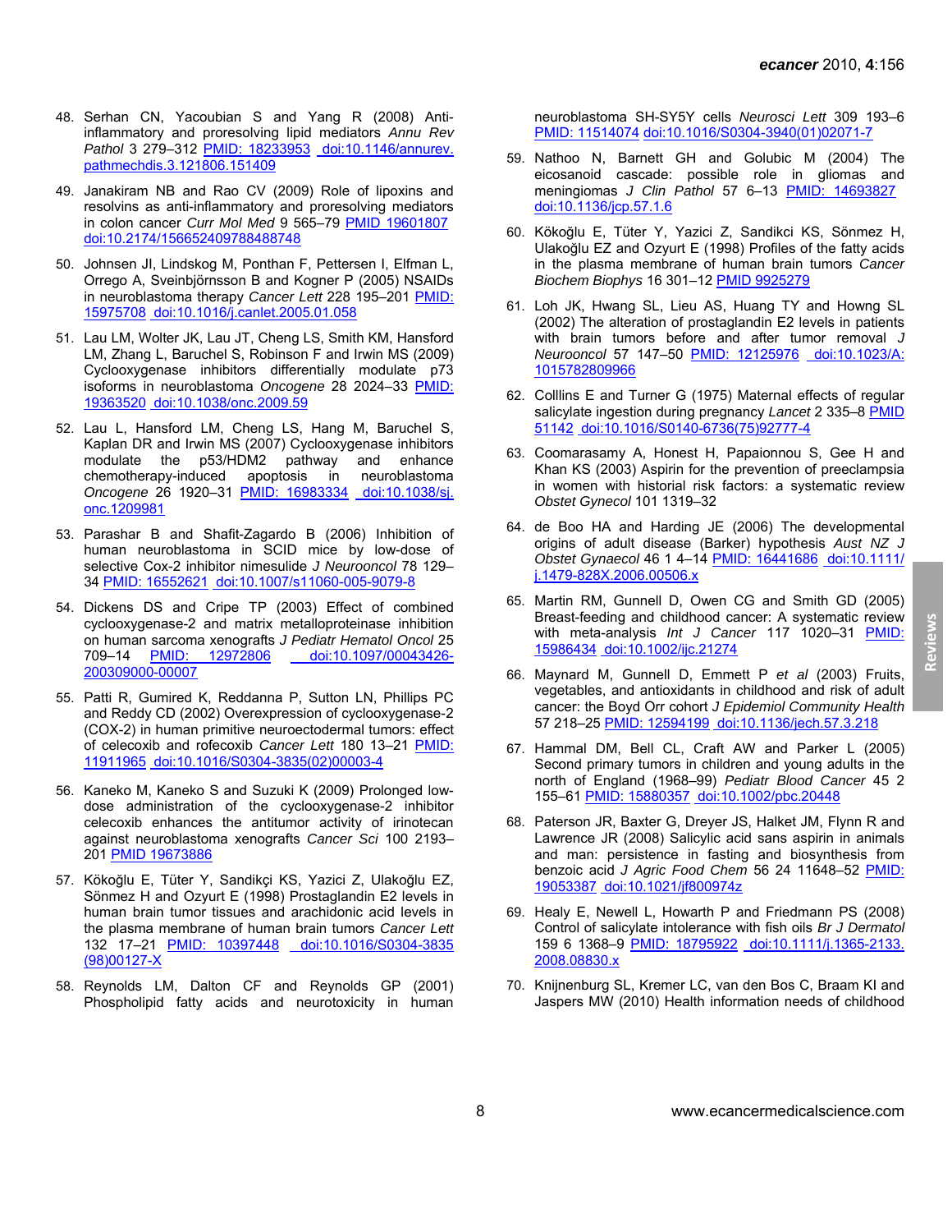48. Serhan CN, Yacoubian S and Yang R (2008) Anti-inflammatory and proresolving lipid mediators *Annu Rev Pathol* 3 279–312 PMID: 18233953 doi:10.1146/annurev.pathmechdis.3.121806.151409

49. Janakiram NB and Rao CV (2009) Role of lipoxins and resolvins as anti-inflammatory and proresolving mediators in colon cancer *Curr Mol Med* 9 565–79 PMID 19601807 doi:10.2174/156652409788488748

50. Johnsen JI, Lindskog M, Ponthan F, Pettersen I, Elfman L, Orrego A, Sveinbjörnsson B and Kogner P (2005) NSAIDs in neuroblastoma therapy *Cancer Lett* 228 195–201 PMID: 15975708 doi:10.1016/j.canlet.2005.01.058

51. Lau LM, Wolter JK, Lau JT, Cheng LS, Smith KM, Hansford LM, Zhang L, Baruchel S, Robinson F and Irwin MS (2009) Cyclooxygenase inhibitors differentially modulate p73 isoforms in neuroblastoma *Oncogene* 28 2024–33 PMID: 19363520 doi:10.1038/onc.2009.59

52. Lau L, Hansford LM, Cheng LS, Hang M, Baruchel S, Kaplan DR and Irwin MS (2007) Cyclooxygenase inhibitors modulate the p53/HDM2 pathway and enhance chemotherapy-induced apoptosis in neuroblastoma *Oncogene* 26 1920–31 PMID: 16983334 doi:10.1038/sj.onc.1209981

53. Parashar B and Shafit-Zagardo B (2006) Inhibition of human neuroblastoma in SCID mice by low-dose of selective Cox-2 inhibitor nimesulide *J Neurooncol* 78 129–34 PMID: 16552621 doi:10.1007/s11060-005-9079-8

54. Dickens DS and Cripe TP (2003) Effect of combined cyclooxygenase-2 and matrix metalloproteinase inhibition on human sarcoma xenografts *J Pediatr Hematol Oncol* 25 709–14 PMID: 12972806 doi:10.1097/00043426-200309000-00007

55. Patti R, Gumired K, Reddanna P, Sutton LN, Phillips PC and Reddy CD (2002) Overexpression of cyclooxygenase-2 (COX-2) in human primitive neuroectodermal tumors: effect of celecoxib and rofecoxib *Cancer Lett* 180 13–21 PMID: 11911965 doi:10.1016/S0304-3835(02)00003-4

56. Kaneko M, Kaneko S and Suzuki K (2009) Prolonged low-dose administration of the cyclooxygenase-2 inhibitor celecoxib enhances the antitumor activity of irinotecan against neuroblastoma xenografts *Cancer Sci* 100 2193–201 PMID 19673886

57. Kökoğlu E, Tüter Y, Sandikçi KS, Yazici Z, Ulakoğlu EZ, Sönmez H and Ozyurt E (1998) Prostaglandin E2 levels in human brain tumor tissues and arachidonic acid levels in the plasma membrane of human brain tumors *Cancer Lett* 132 17–21 PMID: 10397448 doi:10.1016/S0304-3835(98)00127-X

58. Reynolds LM, Dalton CF and Reynolds GP (2001) Phospholipid fatty acids and neurotoxicity in human neuroblastoma SH-SY5Y cells *Neurosci Lett* 309 193–6 PMID: 11514074 doi:10.1016/S0304-3940(01)02071-7

59. Nathoo N, Barnett GH and Golubic M (2004) The eicosanoid cascade: possible role in gliomas and meningiomas *J Clin Pathol* 57 6–13 PMID: 14693827 doi:10.1136/jcp.57.1.6

60. Kökoğlu E, Tüter Y, Yazici Z, Sandikci KS, Sönmez H, Ulakoğlu EZ and Ozyurt E (1998) Profiles of the fatty acids in the plasma membrane of human brain tumors *Cancer Biochem Biophys* 16 301–12 PMID 9925279

61. Loh JK, Hwang SL, Lieu AS, Huang TY and Howng SL (2002) The alteration of prostaglandin E2 levels in patients with brain tumors before and after tumor removal *J Neurooncol* 57 147–50 PMID: 12125976 doi:10.1023/A:1015782809966

62. Colllins E and Turner G (1975) Maternal effects of regular salicylate ingestion during pregnancy *Lancet* 2 335–8 PMID 51142 doi:10.1016/S0140-6736(75)92777-4

63. Coomarasamy A, Honest H, Papaionnou S, Gee H and Khan KS (2003) Aspirin for the prevention of preeclampsia in women with historial risk factors: a systematic review *Obstet Gynecol* 101 1319–32

64. de Boo HA and Harding JE (2006) The developmental origins of adult disease (Barker) hypothesis *Aust NZ J Obstet Gynaecol* 46 1 4–14 PMID: 16441686 doi:10.1111/j.1479-828X.2006.00506.x

65. Martin RM, Gunnell D, Owen CG and Smith GD (2005) Breast-feeding and childhood cancer: A systematic review with meta-analysis *Int J Cancer* 117 1020–31 PMID: 15986434 doi:10.1002/ijc.21274

66. Maynard M, Gunnell D, Emmett P *et al* (2003) Fruits, vegetables, and antioxidants in childhood and risk of adult cancer: the Boyd Orr cohort *J Epidemiol Community Health* 57 218–25 PMID: 12594199 doi:10.1136/jech.57.3.218

67. Hammal DM, Bell CL, Craft AW and Parker L (2005) Second primary tumors in children and young adults in the north of England (1968–99) *Pediatr Blood Cancer* 45 2 155–61 PMID: 15880357 doi:10.1002/pbc.20448

68. Paterson JR, Baxter G, Dreyer JS, Halket JM, Flynn R and Lawrence JR (2008) Salicylic acid sans aspirin in animals and man: persistence in fasting and biosynthesis from benzoic acid *J Agric Food Chem* 56 24 11648–52 PMID: 19053387 doi:10.1021/jf800974z

69. Healy E, Newell L, Howarth P and Friedmann PS (2008) Control of salicylate intolerance with fish oils *Br J Dermatol* 159 6 1368–9 PMID: 18795922 doi:10.1111/j.1365-2133.2008.08830.x

70. Knijnenburg SL, Kremer LC, van den Bos C, Braam KI and Jaspers MW (2010) Health information needs of childhood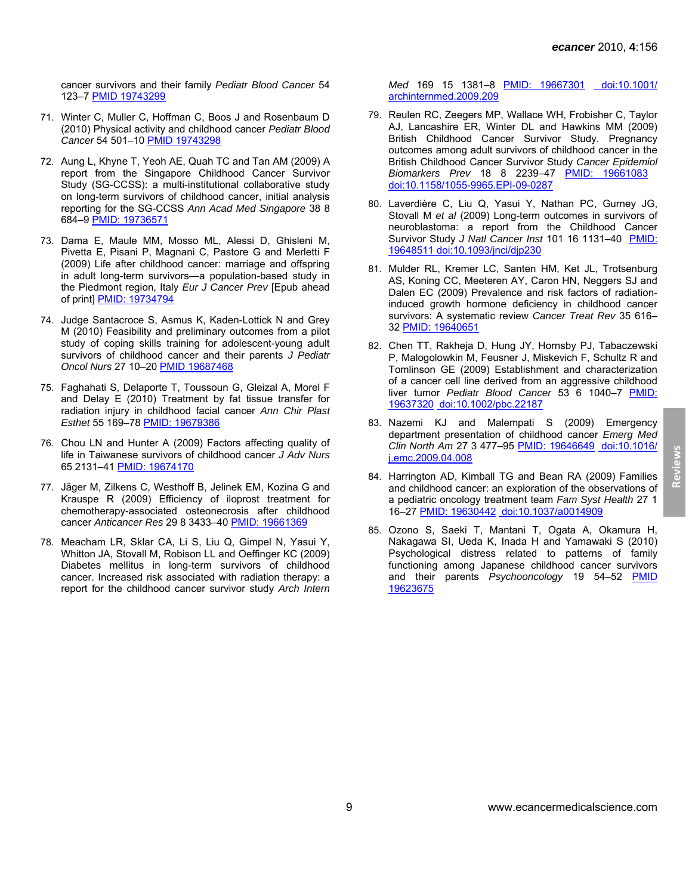cancer survivors and their family *Pediatr Blood Cancer* 54 123–7 PMID 19743299

71. Winter C, Muller C, Hoffman C, Boos J and Rosenbaum D (2010) Physical activity and childhood cancer *Pediatr Blood Cancer* 54 501–10 PMID 19743298

72. Aung L, Khyne T, Yeoh AE, Quah TC and Tan AM (2009) A report from the Singapore Childhood Cancer Survivor Study (SG-CCSS): a multi-institutional collaborative study on long-term survivors of childhood cancer, initial analysis reporting for the SG-CCSS *Ann Acad Med Singapore* 38 8 684–9 PMID: 19736571

73. Dama E, Maule MM, Mosso ML, Alessi D, Ghisleni M, Pivetta E, Pisani P, Magnani C, Pastore G and Merletti F (2009) Life after childhood cancer: marriage and offspring in adult long-term survivors—a population-based study in the Piedmont region, Italy *Eur J Cancer Prev* [Epub ahead of print] PMID: 19734794

74. Judge Santacroce S, Asmus K, Kaden-Lottick N and Grey M (2010) Feasibility and preliminary outcomes from a pilot study of coping skills training for adolescent-young adult survivors of childhood cancer and their parents *J Pediatr Oncol Nurs* 27 10–20 PMID 19687468

75. Faghahati S, Delaporte T, Toussoun G, Gleizal A, Morel F and Delay E (2010) Treatment by fat tissue transfer for radiation injury in childhood facial cancer *Ann Chir Plast Esthet* 55 169–78 PMID: 19679386

76. Chou LN and Hunter A (2009) Factors affecting quality of life in Taiwanese survivors of childhood cancer *J Adv Nurs* 65 2131–41 PMID: 19674170

77. Jäger M, Zilkens C, Westhoff B, Jelinek EM, Kozina G and Krauspe R (2009) Efficiency of iloprost treatment for chemotherapy-associated osteonecrosis after childhood cancer *Anticancer Res* 29 8 3433–40 PMID: 19661369

78. Meacham LR, Sklar CA, Li S, Liu Q, Gimpel N, Yasui Y, Whitton JA, Stovall M, Robison LL and Oeffinger KC (2009) Diabetes mellitus in long-term survivors of childhood cancer. Increased risk associated with radiation therapy: a report for the childhood cancer survivor study *Arch Intern Med* 169 15 1381–8 PMID: 19667301 doi:10.1001/archinternmed.2009.209

79. Reulen RC, Zeegers MP, Wallace WH, Frobisher C, Taylor AJ, Lancashire ER, Winter DL and Hawkins MM (2009) British Childhood Cancer Survivor Study. Pregnancy outcomes among adult survivors of childhood cancer in the British Childhood Cancer Survivor Study *Cancer Epidemiol Biomarkers Prev* 18 8 2239–47 PMID: 19661083 doi:10.1158/1055-9965.EPI-09-0287

80. Laverdière C, Liu Q, Yasui Y, Nathan PC, Gurney JG, Stovall M *et al* (2009) Long-term outcomes in survivors of neuroblastoma: a report from the Childhood Cancer Survivor Study *J Natl Cancer Inst* 101 16 1131–40 PMID: 19648511 doi:10.1093/jnci/djp230

81. Mulder RL, Kremer LC, Santen HM, Ket JL, Trotsenburg AS, Koning CC, Meeteren AY, Caron HN, Neggers SJ and Dalen EC (2009) Prevalence and risk factors of radiation-induced growth hormone deficiency in childhood cancer survivors: A systematic review *Cancer Treat Rev* 35 616–32 PMID: 19640651

82. Chen TT, Rakheja D, Hung JY, Hornsby PJ, Tabaczewski P, Malogolowkin M, Feusner J, Miskevich F, Schultz R and Tomlinson GE (2009) Establishment and characterization of a cancer cell line derived from an aggressive childhood liver tumor *Pediatr Blood Cancer* 53 6 1040–7 PMID: 19637320 doi:10.1002/pbc.22187

83. Nazemi KJ and Malempati S (2009) Emergency department presentation of childhood cancer *Emerg Med Clin North Am* 27 3 477–95 PMID: 19646649 doi:10.1016/j.emc.2009.04.008

84. Harrington AD, Kimball TG and Bean RA (2009) Families and childhood cancer: an exploration of the observations of a pediatric oncology treatment team *Fam Syst Health* 27 1 16–27 PMID: 19630442 doi:10.1037/a0014909

85. Ozono S, Saeki T, Mantani T, Ogata A, Okamura H, Nakagawa SI, Ueda K, Inada H and Yamawaki S (2010) Psychological distress related to patterns of family functioning among Japanese childhood cancer survivors and their parents *Psychooncology* 19 54–52 PMID 19623675